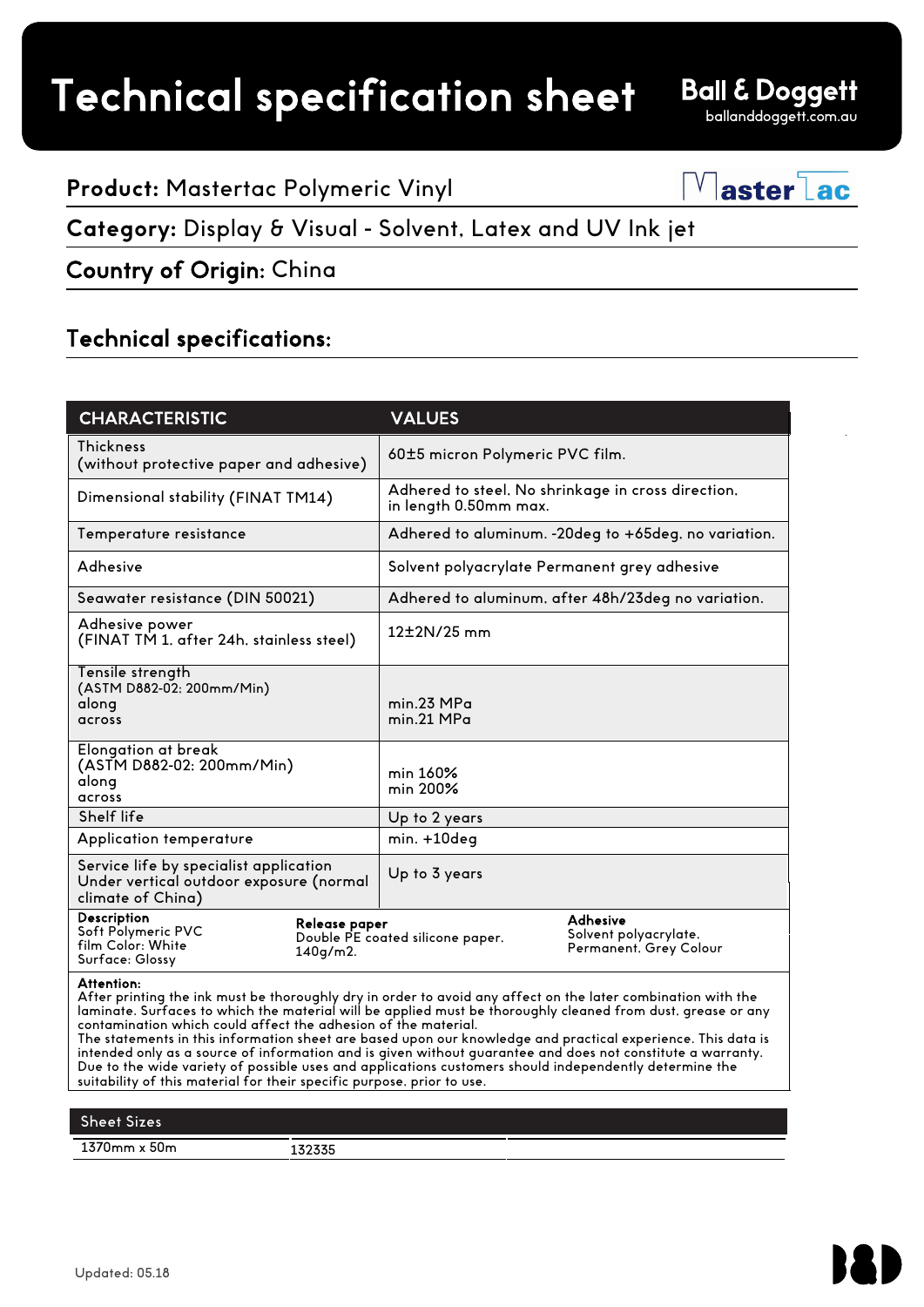# Technical specification sheet

**Ball & Doggett**
balldoggett.com.au

**Product:** Mastertac Polymeric Vinyl

**Category:** Display & Visual - Solvent, Latex and UV Ink jet

**Country of Origin:** China

## Technical specifications:

| CHARACTERISTIC | VALUES |
|---|---|
| Thickness (without protective paper and adhesive) | 60±5 micron Polymeric PVC film. |
| Dimensional stability (FINAT TM14) | Adhered to steel. No shrinkage in cross direction, in length 0.50mm max. |
| Temperature resistance | Adhered to aluminum. -20deg to +65deg. no variation. |
| Adhesive | Solvent polyacrylate Permanent grey adhesive |
| Seawater resistance (DIN 50021) | Adhered to aluminum, after 48h/23deg no variation. |
| Adhesive power (FINAT TM 1, after 24h, stainless steel) | 12±2N/25 mm |
| Tensile strength (ASTM D882-02: 200mm/Min) along across | min.23 MPa min.21 MPa |
| Elongation at break (ASTM D882-02: 200mm/Min) along across | min 160% min 200% |
| Shelf life | Up to 2 years |
| Application temperature | min. +10deg |
| Service life by specialist application Under vertical outdoor exposure (normal climate of China) | Up to 3 years |

**Description**
Soft Polymeric PVC
film Color: White
Surface: Glossy

**Release paper**
Double PE coated silicone paper, 140g/m2.

**Adhesive**
Solvent polyacrylate, Permanent, Grey Colour

**Attention:**
After printing the ink must be thoroughly dry in order to avoid any affect on the later combination with the laminate. Surfaces to which the material will be applied must be thoroughly cleaned from dust, grease or any contamination which could affect the adhesion of the material.
The statements in this information sheet are based upon our knowledge and practical experience. This data is intended only as a source of information and is given without guarantee and does not constitute a warranty. Due to the wide variety of possible uses and applications customers should independently determine the suitability of this material for their specific purpose, prior to use.

| Sheet Sizes | | |
|---|---|---|
| 1370mm x 50m | 132335 | |

Updated: 05.18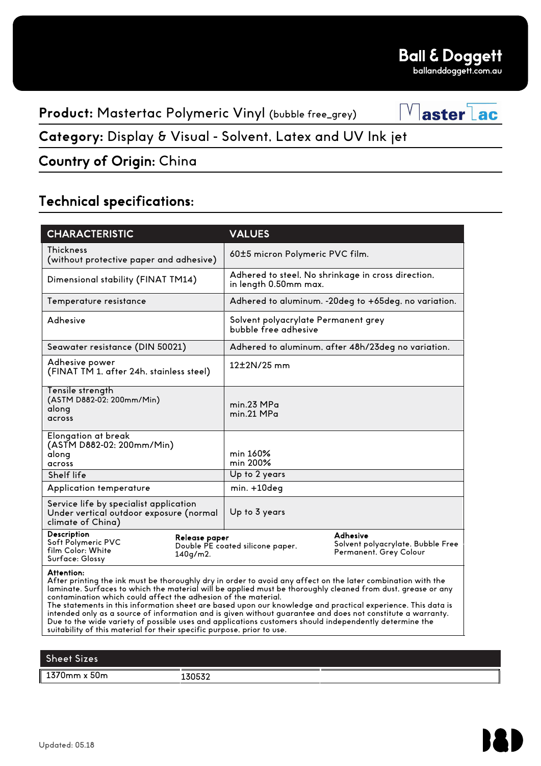Ball & Doggett
balldoggett.com.au

## Product: Mastertac Polymeric Vinyl (bubble free_grey)

## Category: Display & Visual - Solvent, Latex and UV Ink jet

## Country of Origin: China

## Technical specifications:

| CHARACTERISTIC | VALUES |
|---|---|
| Thickness (without protective paper and adhesive) | 60±5 micron Polymeric PVC film. |
| Dimensional stability (FINAT TM14) | Adhered to steel. No shrinkage in cross direction, in length 0.50mm max. |
| Temperature resistance | Adhered to aluminum. -20deg to +65deg, no variation. |
| Adhesive | Solvent polyacrylate Permanent grey bubble free adhesive |
| Seawater resistance (DIN 50021) | Adhered to aluminum, after 48h/23deg no variation. |
| Adhesive power (FINAT TM 1, after 24h, stainless steel) | 12±2N/25 mm |
| Tensile strength (ASTM D882-02: 200mm/Min) along across | min.23 MPa min.21 MPa |
| Elongation at break (ASTM D882-02: 200mm/Min) along across | min 160% min 200% |
| Shelf life | Up to 2 years |
| Application temperature | min. +10deg |
| Service life by specialist application Under vertical outdoor exposure (normal climate of China) | Up to 3 years |

**Description**
Soft Polymeric PVC
film Color: White
Surface: Glossy

**Release paper**
Double PE coated silicone paper.
140g/m2.

**Adhesive**
Solvent polyacrylate, Bubble Free
Permanent, Grey Colour

**Attention:**
After printing the ink must be thoroughly dry in order to avoid any affect on the later combination with the laminate. Surfaces to which the material will be applied must be thoroughly cleaned from dust, grease or any contamination which could affect the adhesion of the material.
The statements in this information sheet are based upon our knowledge and practical experience. This data is intended only as a source of information and is given without guarantee and does not constitute a warranty. Due to the wide variety of possible uses and applications customers should independently determine the suitability of this material for their specific purpose, prior to use.

| Sheet Sizes | | |
|---|---|---|
| 1370mm x 50m | 130532 | |

Updated: 05.18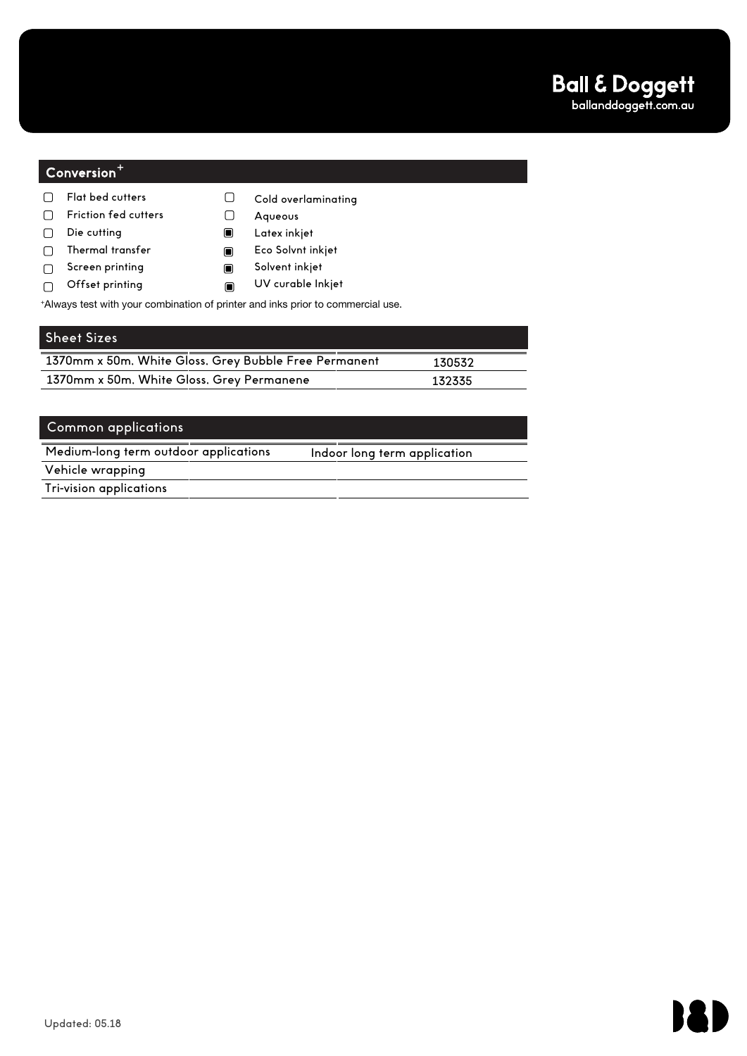## Conversion⁺

- [ ] Flat bed cutters
- [ ] Friction fed cutters
- [ ] Die cutting
- [ ] Thermal transfer
- [ ] Screen printing
- [ ] Offset printing
- [ ] Cold overlaminating
- [ ] Aqueous
- [x] Latex inkjet
- [x] Eco Solvnt inkjet
- [x] Solvent inkjet
- [x] UV curable Inkjet

⁺Always test with your combination of printer and inks prior to commercial use.

## Sheet Sizes

| | |
|---|---|
| 1370mm x 50m. White Gloss. Grey Bubble Free Permanent | 130532 |
| 1370mm x 50m. White Gloss. Grey Permanene | 132335 |

## Common applications

| | |
|---|---|
| Medium-long term outdoor applications | Indoor long term application |
| Vehicle wrapping | |
| Tri-vision applications | |

Updated: 05.18